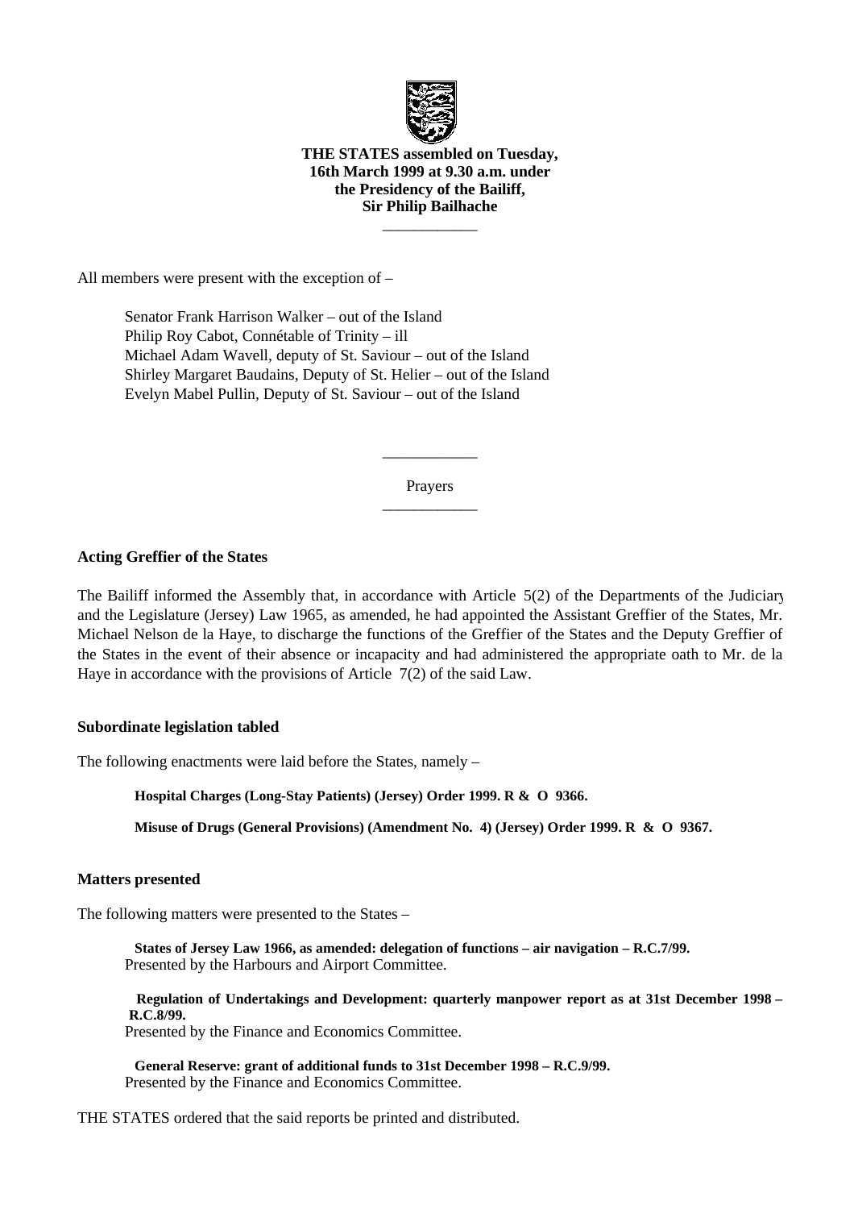**THE STATES assembled on Tuesday, 16th March 1999 at 9.30 a.m. under the Presidency of the Bailiff, Sir Philip Bailhache**

---

All members were present with the exception of –

Senator Frank Harrison Walker – out of the Island
Philip Roy Cabot, Connétable of Trinity – ill
Michael Adam Wavell, deputy of St. Saviour – out of the Island
Shirley Margaret Baudains, Deputy of St. Helier – out of the Island
Evelyn Mabel Pullin, Deputy of St. Saviour – out of the Island

---

Prayers

---

**Acting Greffier of the States**

The Bailiff informed the Assembly that, in accordance with Article 5(2) of the Departments of the Judiciary and the Legislature (Jersey) Law 1965, as amended, he had appointed the Assistant Greffier of the States, Mr. Michael Nelson de la Haye, to discharge the functions of the Greffier of the States and the Deputy Greffier of the States in the event of their absence or incapacity and had administered the appropriate oath to Mr. de la Haye in accordance with the provisions of Article 7(2) of the said Law.

**Subordinate legislation tabled**

The following enactments were laid before the States, namely –

**Hospital Charges (Long-Stay Patients) (Jersey) Order 1999. R & O 9366.**

**Misuse of Drugs (General Provisions) (Amendment No. 4) (Jersey) Order 1999. R & O 9367.**

**Matters presented**

The following matters were presented to the States –

**States of Jersey Law 1966, as amended: delegation of functions – air navigation – R.C.7/99.**
Presented by the Harbours and Airport Committee.

**Regulation of Undertakings and Development: quarterly manpower report as at 31st December 1998 – R.C.8/99.**
Presented by the Finance and Economics Committee.

**General Reserve: grant of additional funds to 31st December 1998 – R.C.9/99.**
Presented by the Finance and Economics Committee.

THE STATES ordered that the said reports be printed and distributed.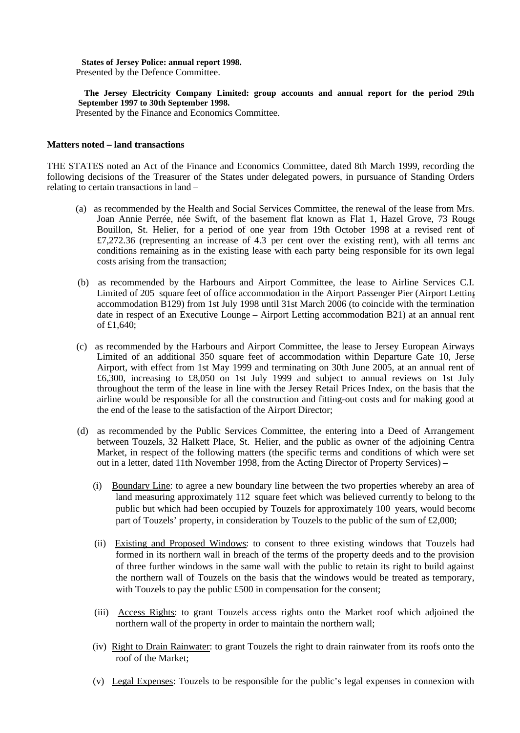**States of Jersey Police: annual report 1998.**
Presented by the Defence Committee.

**The Jersey Electricity Company Limited: group accounts and annual report for the period 29th September 1997 to 30th September 1998.**
Presented by the Finance and Economics Committee.

**Matters noted – land transactions**

THE STATES noted an Act of the Finance and Economics Committee, dated 8th March 1999, recording the following decisions of the Treasurer of the States under delegated powers, in pursuance of Standing Orders relating to certain transactions in land –

(a) as recommended by the Health and Social Services Committee, the renewal of the lease from Mrs. Joan Annie Perrée, née Swift, of the basement flat known as Flat 1, Hazel Grove, 73 Rouge Bouillon, St. Helier, for a period of one year from 19th October 1998 at a revised rent of £7,272.36 (representing an increase of 4.3 per cent over the existing rent), with all terms and conditions remaining as in the existing lease with each party being responsible for its own legal costs arising from the transaction;

(b) as recommended by the Harbours and Airport Committee, the lease to Airline Services C.I. Limited of 205 square feet of office accommodation in the Airport Passenger Pier (Airport Letting accommodation B129) from 1st July 1998 until 31st March 2006 (to coincide with the termination date in respect of an Executive Lounge – Airport Letting accommodation B21) at an annual rent of £1,640;

(c) as recommended by the Harbours and Airport Committee, the lease to Jersey European Airways Limited of an additional 350 square feet of accommodation within Departure Gate 10, Jersey Airport, with effect from 1st May 1999 and terminating on 30th June 2005, at an annual rent of £6,300, increasing to £8,050 on 1st July 1999 and subject to annual reviews on 1st July throughout the term of the lease in line with the Jersey Retail Prices Index, on the basis that the airline would be responsible for all the construction and fitting-out costs and for making good at the end of the lease to the satisfaction of the Airport Director;

(d) as recommended by the Public Services Committee, the entering into a Deed of Arrangement between Touzels, 32 Halkett Place, St. Helier, and the public as owner of the adjoining Central Market, in respect of the following matters (the specific terms and conditions of which were set out in a letter, dated 11th November 1998, from the Acting Director of Property Services) –

(i) Boundary Line: to agree a new boundary line between the two properties whereby an area of land measuring approximately 112 square feet which was believed currently to belong to the public but which had been occupied by Touzels for approximately 100 years, would become part of Touzels' property, in consideration by Touzels to the public of the sum of £2,000;

(ii) Existing and Proposed Windows: to consent to three existing windows that Touzels had formed in its northern wall in breach of the terms of the property deeds and to the provision of three further windows in the same wall with the public to retain its right to build against the northern wall of Touzels on the basis that the windows would be treated as temporary, with Touzels to pay the public £500 in compensation for the consent;

(iii) Access Rights: to grant Touzels access rights onto the Market roof which adjoined the northern wall of the property in order to maintain the northern wall;

(iv) Right to Drain Rainwater: to grant Touzels the right to drain rainwater from its roofs onto the roof of the Market;

(v) Legal Expenses: Touzels to be responsible for the public's legal expenses in connexion with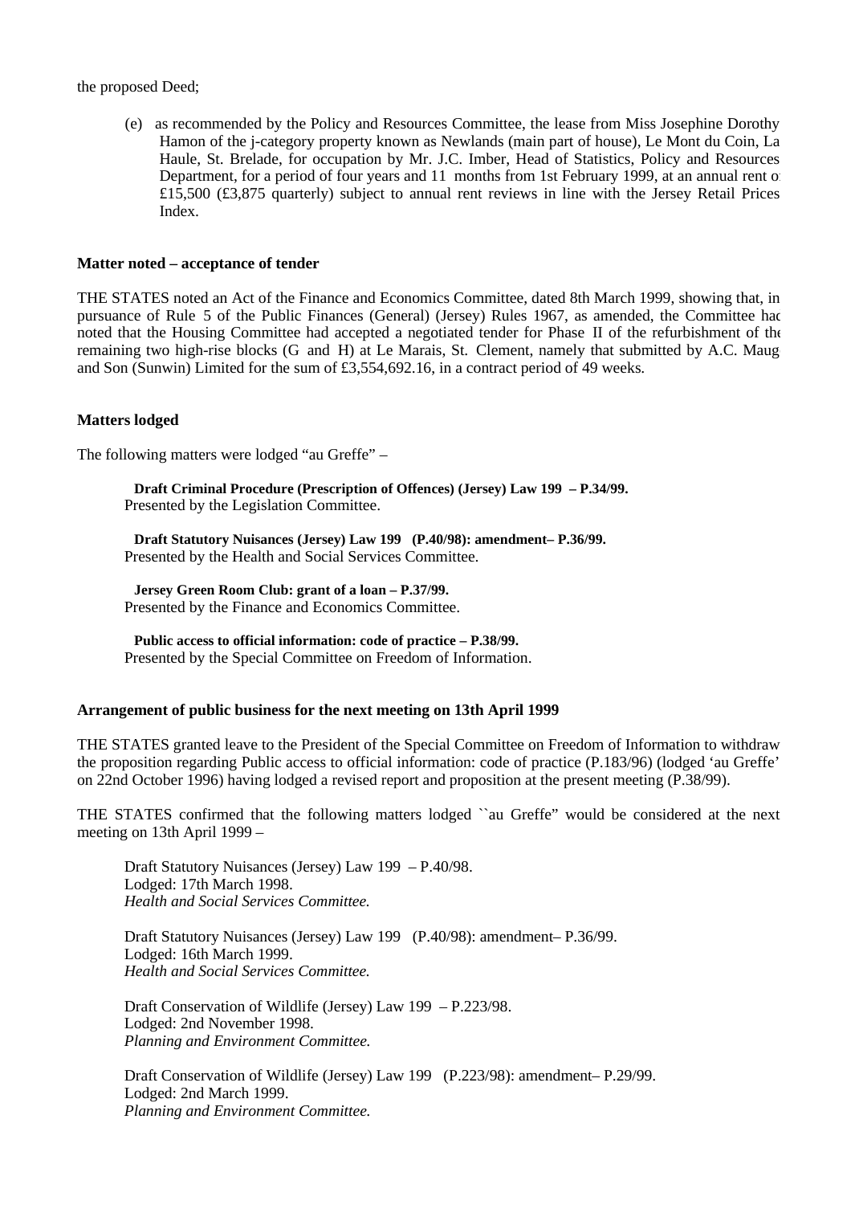the proposed Deed;

(e) as recommended by the Policy and Resources Committee, the lease from Miss Josephine Dorothy Hamon of the j-category property known as Newlands (main part of house), Le Mont du Coin, La Haule, St. Brelade, for occupation by Mr. J.C. Imber, Head of Statistics, Policy and Resources Department, for a period of four years and 11 months from 1st February 1999, at an annual rent of £15,500 (£3,875 quarterly) subject to annual rent reviews in line with the Jersey Retail Prices Index.

**Matter noted – acceptance of tender**

THE STATES noted an Act of the Finance and Economics Committee, dated 8th March 1999, showing that, in pursuance of Rule 5 of the Public Finances (General) (Jersey) Rules 1967, as amended, the Committee had noted that the Housing Committee had accepted a negotiated tender for Phase II of the refurbishment of the remaining two high-rise blocks (G and H) at Le Marais, St. Clement, namely that submitted by A.C. Mauger and Son (Sunwin) Limited for the sum of £3,554,692.16, in a contract period of 49 weeks.

**Matters lodged**

The following matters were lodged "au Greffe" –

**Draft Criminal Procedure (Prescription of Offences) (Jersey) Law 199 – P.34/99.**
Presented by the Legislation Committee.

**Draft Statutory Nuisances (Jersey) Law 199 (P.40/98): amendment– P.36/99.**
Presented by the Health and Social Services Committee.

**Jersey Green Room Club: grant of a loan – P.37/99.**
Presented by the Finance and Economics Committee.

**Public access to official information: code of practice – P.38/99.**
Presented by the Special Committee on Freedom of Information.

**Arrangement of public business for the next meeting on 13th April 1999**

THE STATES granted leave to the President of the Special Committee on Freedom of Information to withdraw the proposition regarding Public access to official information: code of practice (P.183/96) (lodged 'au Greffe' on 22nd October 1996) having lodged a revised report and proposition at the present meeting (P.38/99).

THE STATES confirmed that the following matters lodged ``au Greffe" would be considered at the next meeting on 13th April 1999 –

Draft Statutory Nuisances (Jersey) Law 199 – P.40/98.
Lodged: 17th March 1998.
*Health and Social Services Committee.*

Draft Statutory Nuisances (Jersey) Law 199 (P.40/98): amendment– P.36/99.
Lodged: 16th March 1999.
*Health and Social Services Committee.*

Draft Conservation of Wildlife (Jersey) Law 199 – P.223/98.
Lodged: 2nd November 1998.
*Planning and Environment Committee.*

Draft Conservation of Wildlife (Jersey) Law 199 (P.223/98): amendment– P.29/99.
Lodged: 2nd March 1999.
*Planning and Environment Committee.*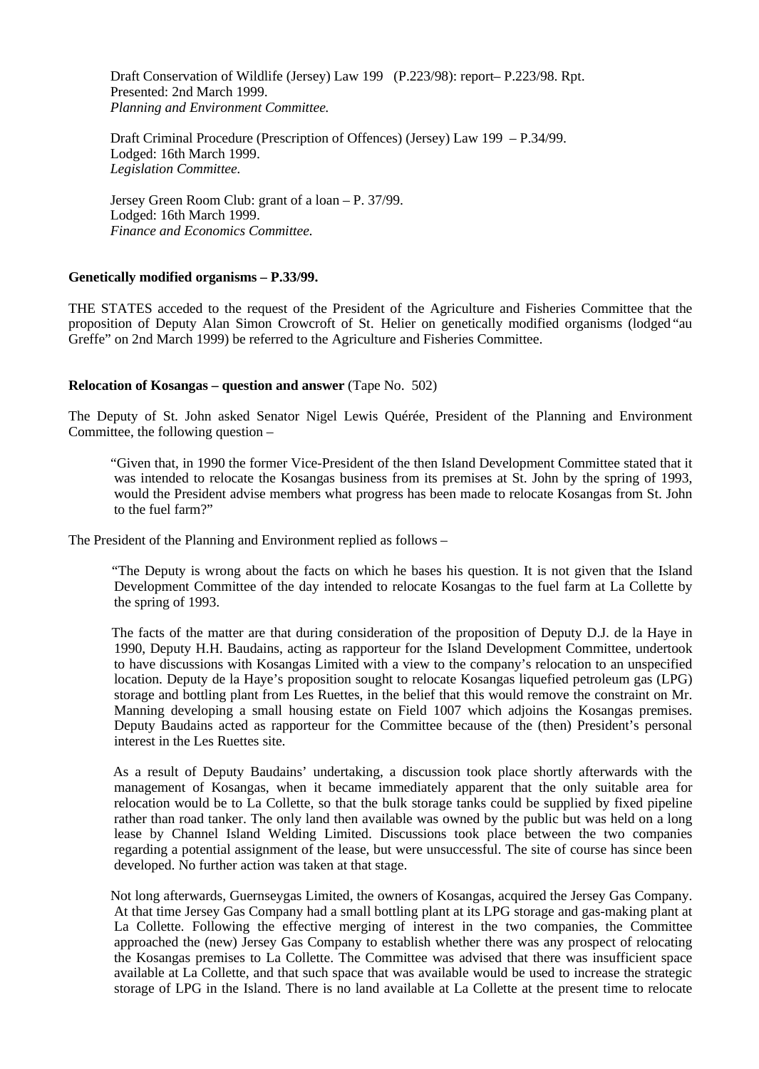Draft Conservation of Wildlife (Jersey) Law 199 (P.223/98): report– P.223/98. Rpt.
Presented: 2nd March 1999.
*Planning and Environment Committee.*

Draft Criminal Procedure (Prescription of Offences) (Jersey) Law 199 – P.34/99.
Lodged: 16th March 1999.
*Legislation Committee.*

Jersey Green Room Club: grant of a loan – P. 37/99.
Lodged: 16th March 1999.
*Finance and Economics Committee.*

**Genetically modified organisms – P.33/99.**

THE STATES acceded to the request of the President of the Agriculture and Fisheries Committee that the proposition of Deputy Alan Simon Crowcroft of St. Helier on genetically modified organisms (lodged "au Greffe" on 2nd March 1999) be referred to the Agriculture and Fisheries Committee.

**Relocation of Kosangas – question and answer** (Tape No. 502)

The Deputy of St. John asked Senator Nigel Lewis Quérée, President of the Planning and Environment Committee, the following question –

"Given that, in 1990 the former Vice-President of the then Island Development Committee stated that it was intended to relocate the Kosangas business from its premises at St. John by the spring of 1993, would the President advise members what progress has been made to relocate Kosangas from St. John to the fuel farm?"

The President of the Planning and Environment replied as follows –

"The Deputy is wrong about the facts on which he bases his question. It is not given that the Island Development Committee of the day intended to relocate Kosangas to the fuel farm at La Collette by the spring of 1993.

The facts of the matter are that during consideration of the proposition of Deputy D.J. de la Haye in 1990, Deputy H.H. Baudains, acting as rapporteur for the Island Development Committee, undertook to have discussions with Kosangas Limited with a view to the company's relocation to an unspecified location. Deputy de la Haye's proposition sought to relocate Kosangas liquefied petroleum gas (LPG) storage and bottling plant from Les Ruettes, in the belief that this would remove the constraint on Mr. Manning developing a small housing estate on Field 1007 which adjoins the Kosangas premises. Deputy Baudains acted as rapporteur for the Committee because of the (then) President's personal interest in the Les Ruettes site.

As a result of Deputy Baudains' undertaking, a discussion took place shortly afterwards with the management of Kosangas, when it became immediately apparent that the only suitable area for relocation would be to La Collette, so that the bulk storage tanks could be supplied by fixed pipeline rather than road tanker. The only land then available was owned by the public but was held on a long lease by Channel Island Welding Limited. Discussions took place between the two companies regarding a potential assignment of the lease, but were unsuccessful. The site of course has since been developed. No further action was taken at that stage.

Not long afterwards, Guernseygas Limited, the owners of Kosangas, acquired the Jersey Gas Company. At that time Jersey Gas Company had a small bottling plant at its LPG storage and gas-making plant at La Collette. Following the effective merging of interest in the two companies, the Committee approached the (new) Jersey Gas Company to establish whether there was any prospect of relocating the Kosangas premises to La Collette. The Committee was advised that there was insufficient space available at La Collette, and that such space that was available would be used to increase the strategic storage of LPG in the Island. There is no land available at La Collette at the present time to relocate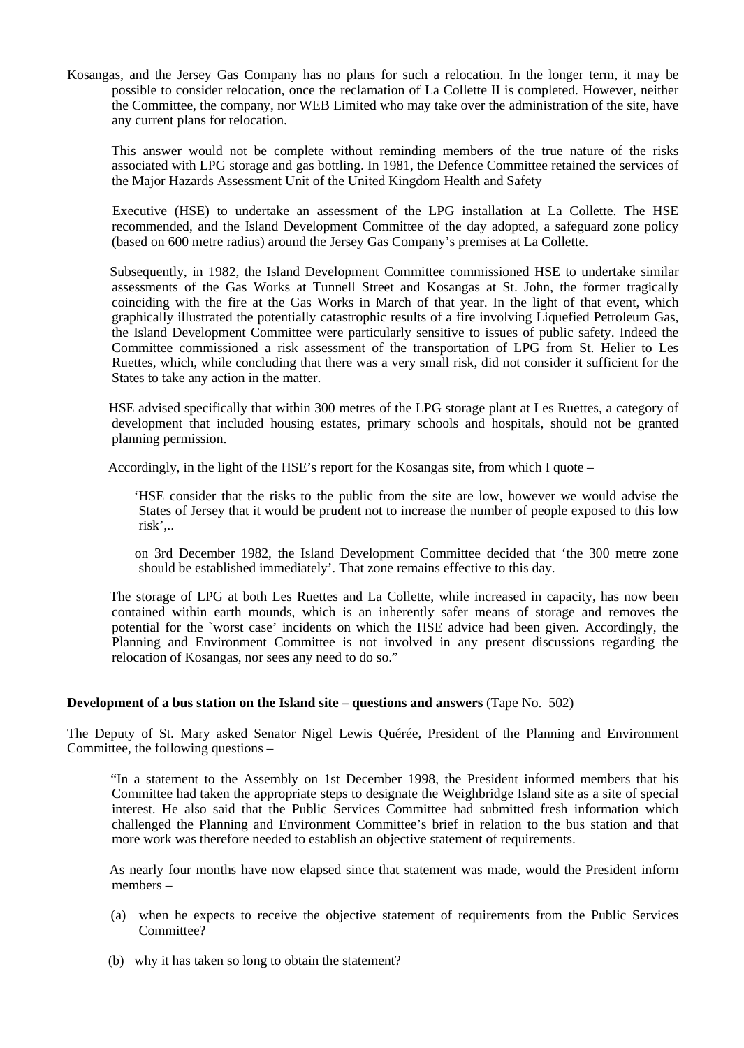Kosangas, and the Jersey Gas Company has no plans for such a relocation. In the longer term, it may be possible to consider relocation, once the reclamation of La Collette II is completed. However, neither the Committee, the company, nor WEB Limited who may take over the administration of the site, have any current plans for relocation.

This answer would not be complete without reminding members of the true nature of the risks associated with LPG storage and gas bottling. In 1981, the Defence Committee retained the services of the Major Hazards Assessment Unit of the United Kingdom Health and Safety

Executive (HSE) to undertake an assessment of the LPG installation at La Collette. The HSE recommended, and the Island Development Committee of the day adopted, a safeguard zone policy (based on 600 metre radius) around the Jersey Gas Company's premises at La Collette.

Subsequently, in 1982, the Island Development Committee commissioned HSE to undertake similar assessments of the Gas Works at Tunnell Street and Kosangas at St. John, the former tragically coinciding with the fire at the Gas Works in March of that year. In the light of that event, which graphically illustrated the potentially catastrophic results of a fire involving Liquefied Petroleum Gas, the Island Development Committee were particularly sensitive to issues of public safety. Indeed the Committee commissioned a risk assessment of the transportation of LPG from St. Helier to Les Ruettes, which, while concluding that there was a very small risk, did not consider it sufficient for the States to take any action in the matter.

HSE advised specifically that within 300 metres of the LPG storage plant at Les Ruettes, a category of development that included housing estates, primary schools and hospitals, should not be granted planning permission.

Accordingly, in the light of the HSE's report for the Kosangas site, from which I quote –

> 'HSE consider that the risks to the public from the site are low, however we would advise the States of Jersey that it would be prudent not to increase the number of people exposed to this low risk',..
>
> on 3rd December 1982, the Island Development Committee decided that 'the 300 metre zone should be established immediately'. That zone remains effective to this day.

The storage of LPG at both Les Ruettes and La Collette, while increased in capacity, has now been contained within earth mounds, which is an inherently safer means of storage and removes the potential for the `worst case' incidents on which the HSE advice had been given. Accordingly, the Planning and Environment Committee is not involved in any present discussions regarding the relocation of Kosangas, nor sees any need to do so."

**Development of a bus station on the Island site – questions and answers** (Tape No. 502)

The Deputy of St. Mary asked Senator Nigel Lewis Quérée, President of the Planning and Environment Committee, the following questions –

"In a statement to the Assembly on 1st December 1998, the President informed members that his Committee had taken the appropriate steps to designate the Weighbridge Island site as a site of special interest. He also said that the Public Services Committee had submitted fresh information which challenged the Planning and Environment Committee's brief in relation to the bus station and that more work was therefore needed to establish an objective statement of requirements.

As nearly four months have now elapsed since that statement was made, would the President inform members –

(a) when he expects to receive the objective statement of requirements from the Public Services Committee?

(b) why it has taken so long to obtain the statement?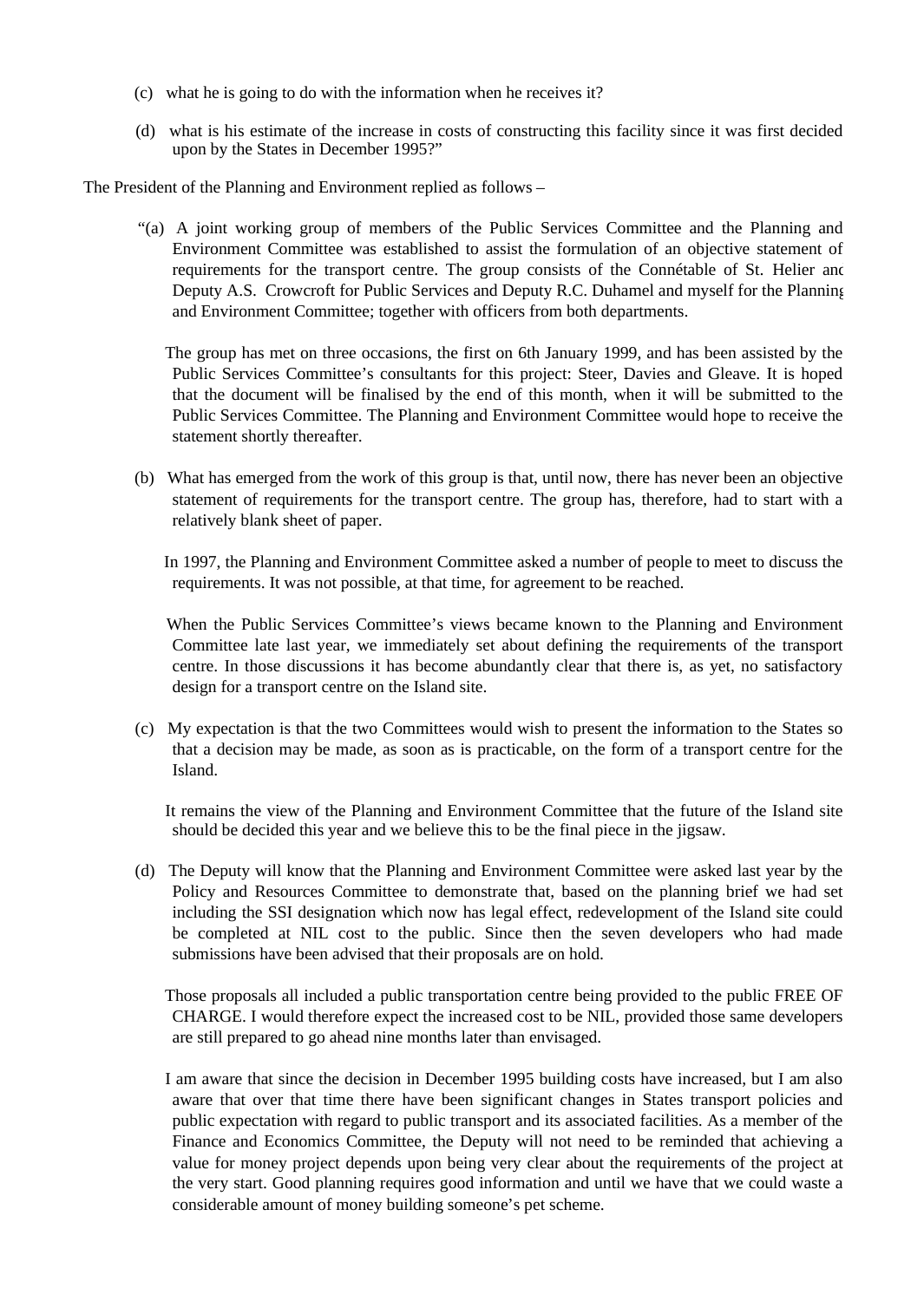(c) what he is going to do with the information when he receives it?

(d) what is his estimate of the increase in costs of constructing this facility since it was first decided upon by the States in December 1995?"

The President of the Planning and Environment replied as follows –

"(a) A joint working group of members of the Public Services Committee and the Planning and Environment Committee was established to assist the formulation of an objective statement of requirements for the transport centre. The group consists of the Connétable of St. Helier and Deputy A.S. Crowcroft for Public Services and Deputy R.C. Duhamel and myself for the Planning and Environment Committee; together with officers from both departments.

The group has met on three occasions, the first on 6th January 1999, and has been assisted by the Public Services Committee's consultants for this project: Steer, Davies and Gleave. It is hoped that the document will be finalised by the end of this month, when it will be submitted to the Public Services Committee. The Planning and Environment Committee would hope to receive the statement shortly thereafter.

(b) What has emerged from the work of this group is that, until now, there has never been an objective statement of requirements for the transport centre. The group has, therefore, had to start with a relatively blank sheet of paper.

In 1997, the Planning and Environment Committee asked a number of people to meet to discuss the requirements. It was not possible, at that time, for agreement to be reached.

When the Public Services Committee's views became known to the Planning and Environment Committee late last year, we immediately set about defining the requirements of the transport centre. In those discussions it has become abundantly clear that there is, as yet, no satisfactory design for a transport centre on the Island site.

(c) My expectation is that the two Committees would wish to present the information to the States so that a decision may be made, as soon as is practicable, on the form of a transport centre for the Island.

It remains the view of the Planning and Environment Committee that the future of the Island site should be decided this year and we believe this to be the final piece in the jigsaw.

(d) The Deputy will know that the Planning and Environment Committee were asked last year by the Policy and Resources Committee to demonstrate that, based on the planning brief we had set including the SSI designation which now has legal effect, redevelopment of the Island site could be completed at NIL cost to the public. Since then the seven developers who had made submissions have been advised that their proposals are on hold.

Those proposals all included a public transportation centre being provided to the public FREE OF CHARGE. I would therefore expect the increased cost to be NIL, provided those same developers are still prepared to go ahead nine months later than envisaged.

I am aware that since the decision in December 1995 building costs have increased, but I am also aware that over that time there have been significant changes in States transport policies and public expectation with regard to public transport and its associated facilities. As a member of the Finance and Economics Committee, the Deputy will not need to be reminded that achieving a value for money project depends upon being very clear about the requirements of the project at the very start. Good planning requires good information and until we have that we could waste a considerable amount of money building someone's pet scheme.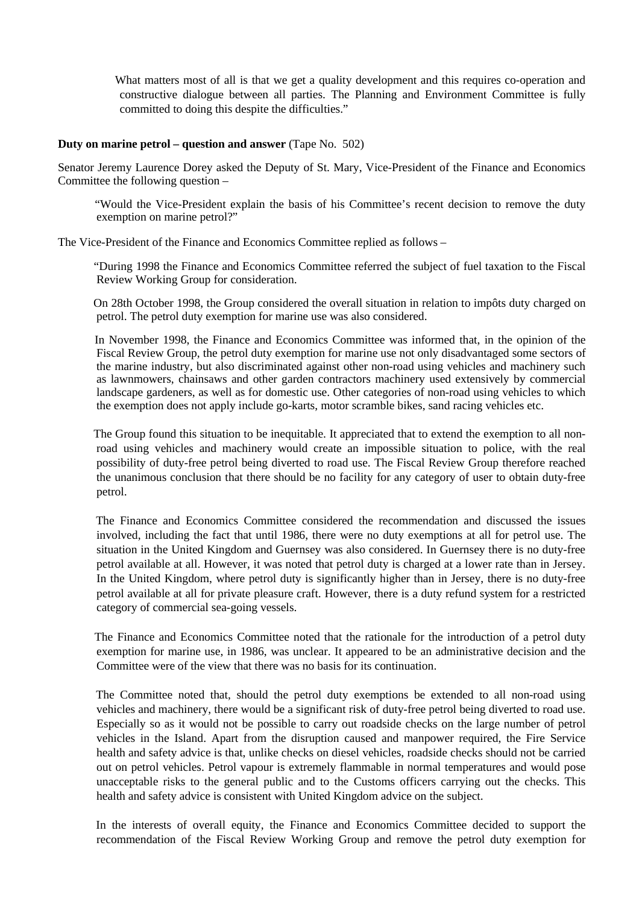What matters most of all is that we get a quality development and this requires co-operation and constructive dialogue between all parties. The Planning and Environment Committee is fully committed to doing this despite the difficulties."

**Duty on marine petrol – question and answer** (Tape No. 502)

Senator Jeremy Laurence Dorey asked the Deputy of St. Mary, Vice-President of the Finance and Economics Committee the following question –

> "Would the Vice-President explain the basis of his Committee's recent decision to remove the duty exemption on marine petrol?"

The Vice-President of the Finance and Economics Committee replied as follows –

> "During 1998 the Finance and Economics Committee referred the subject of fuel taxation to the Fiscal Review Working Group for consideration.
>
> On 28th October 1998, the Group considered the overall situation in relation to impôts duty charged on petrol. The petrol duty exemption for marine use was also considered.
>
> In November 1998, the Finance and Economics Committee was informed that, in the opinion of the Fiscal Review Group, the petrol duty exemption for marine use not only disadvantaged some sectors of the marine industry, but also discriminated against other non-road using vehicles and machinery such as lawnmowers, chainsaws and other garden contractors machinery used extensively by commercial landscape gardeners, as well as for domestic use. Other categories of non-road using vehicles to which the exemption does not apply include go-karts, motor scramble bikes, sand racing vehicles etc.
>
> The Group found this situation to be inequitable. It appreciated that to extend the exemption to all non-road using vehicles and machinery would create an impossible situation to police, with the real possibility of duty-free petrol being diverted to road use. The Fiscal Review Group therefore reached the unanimous conclusion that there should be no facility for any category of user to obtain duty-free petrol.
>
> The Finance and Economics Committee considered the recommendation and discussed the issues involved, including the fact that until 1986, there were no duty exemptions at all for petrol use. The situation in the United Kingdom and Guernsey was also considered. In Guernsey there is no duty-free petrol available at all. However, it was noted that petrol duty is charged at a lower rate than in Jersey. In the United Kingdom, where petrol duty is significantly higher than in Jersey, there is no duty-free petrol available at all for private pleasure craft. However, there is a duty refund system for a restricted category of commercial sea-going vessels.
>
> The Finance and Economics Committee noted that the rationale for the introduction of a petrol duty exemption for marine use, in 1986, was unclear. It appeared to be an administrative decision and the Committee were of the view that there was no basis for its continuation.
>
> The Committee noted that, should the petrol duty exemptions be extended to all non-road using vehicles and machinery, there would be a significant risk of duty-free petrol being diverted to road use. Especially so as it would not be possible to carry out roadside checks on the large number of petrol vehicles in the Island. Apart from the disruption caused and manpower required, the Fire Service health and safety advice is that, unlike checks on diesel vehicles, roadside checks should not be carried out on petrol vehicles. Petrol vapour is extremely flammable in normal temperatures and would pose unacceptable risks to the general public and to the Customs officers carrying out the checks. This health and safety advice is consistent with United Kingdom advice on the subject.
>
> In the interests of overall equity, the Finance and Economics Committee decided to support the recommendation of the Fiscal Review Working Group and remove the petrol duty exemption for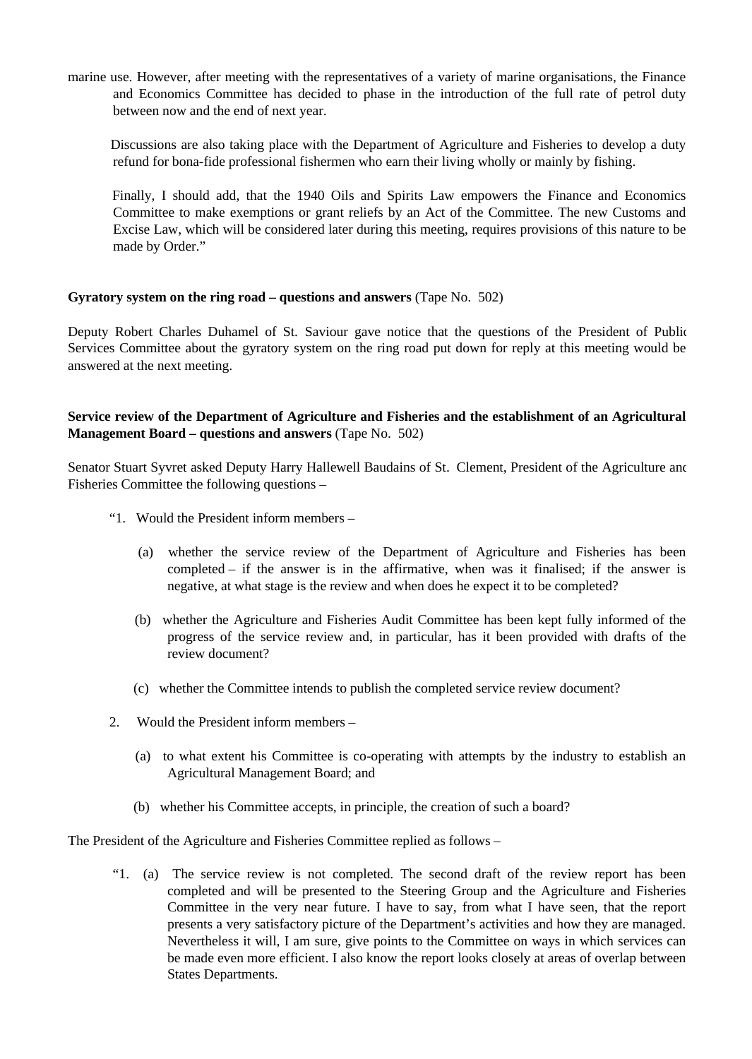marine use. However, after meeting with the representatives of a variety of marine organisations, the Finance and Economics Committee has decided to phase in the introduction of the full rate of petrol duty between now and the end of next year.

Discussions are also taking place with the Department of Agriculture and Fisheries to develop a duty refund for bona-fide professional fishermen who earn their living wholly or mainly by fishing.

Finally, I should add, that the 1940 Oils and Spirits Law empowers the Finance and Economics Committee to make exemptions or grant reliefs by an Act of the Committee. The new Customs and Excise Law, which will be considered later during this meeting, requires provisions of this nature to be made by Order."

**Gyratory system on the ring road – questions and answers** (Tape No. 502)

Deputy Robert Charles Duhamel of St. Saviour gave notice that the questions of the President of Public Services Committee about the gyratory system on the ring road put down for reply at this meeting would be answered at the next meeting.

**Service review of the Department of Agriculture and Fisheries and the establishment of an Agricultural Management Board – questions and answers** (Tape No. 502)

Senator Stuart Syvret asked Deputy Harry Hallewell Baudains of St. Clement, President of the Agriculture and Fisheries Committee the following questions –

"1. Would the President inform members –

(a) whether the service review of the Department of Agriculture and Fisheries has been completed – if the answer is in the affirmative, when was it finalised; if the answer is negative, at what stage is the review and when does he expect it to be completed?

(b) whether the Agriculture and Fisheries Audit Committee has been kept fully informed of the progress of the service review and, in particular, has it been provided with drafts of the review document?

(c) whether the Committee intends to publish the completed service review document?

2. Would the President inform members –

(a) to what extent his Committee is co-operating with attempts by the industry to establish an Agricultural Management Board; and

(b) whether his Committee accepts, in principle, the creation of such a board?

The President of the Agriculture and Fisheries Committee replied as follows –

"1. (a) The service review is not completed. The second draft of the review report has been completed and will be presented to the Steering Group and the Agriculture and Fisheries Committee in the very near future. I have to say, from what I have seen, that the report presents a very satisfactory picture of the Department's activities and how they are managed. Nevertheless it will, I am sure, give points to the Committee on ways in which services can be made even more efficient. I also know the report looks closely at areas of overlap between States Departments.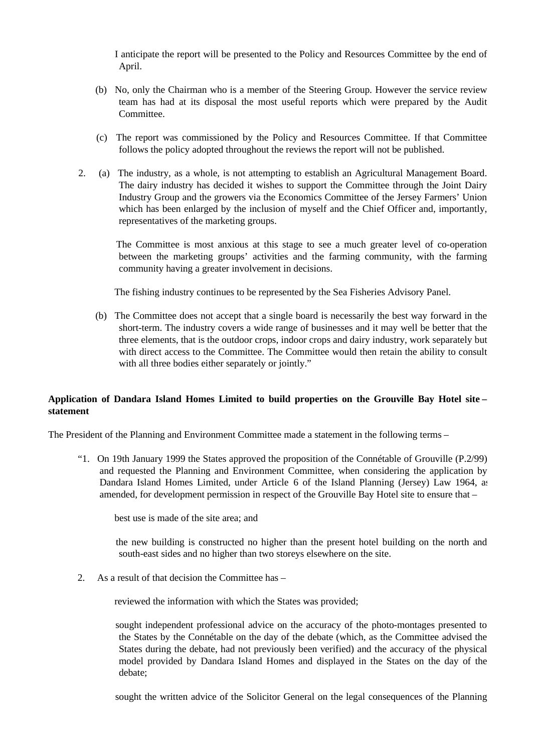I anticipate the report will be presented to the Policy and Resources Committee by the end of April.

(b) No, only the Chairman who is a member of the Steering Group. However the service review team has had at its disposal the most useful reports which were prepared by the Audit Committee.

(c) The report was commissioned by the Policy and Resources Committee. If that Committee follows the policy adopted throughout the reviews the report will not be published.

2. (a) The industry, as a whole, is not attempting to establish an Agricultural Management Board. The dairy industry has decided it wishes to support the Committee through the Joint Dairy Industry Group and the growers via the Economics Committee of the Jersey Farmers' Union which has been enlarged by the inclusion of myself and the Chief Officer and, importantly, representatives of the marketing groups.

The Committee is most anxious at this stage to see a much greater level of co-operation between the marketing groups' activities and the farming community, with the farming community having a greater involvement in decisions.

The fishing industry continues to be represented by the Sea Fisheries Advisory Panel.

(b) The Committee does not accept that a single board is necessarily the best way forward in the short-term. The industry covers a wide range of businesses and it may well be better that the three elements, that is the outdoor crops, indoor crops and dairy industry, work separately but with direct access to the Committee. The Committee would then retain the ability to consult with all three bodies either separately or jointly."

**Application of Dandara Island Homes Limited to build properties on the Grouville Bay Hotel site – statement**

The President of the Planning and Environment Committee made a statement in the following terms –

"1. On 19th January 1999 the States approved the proposition of the Connétable of Grouville (P.2/99) and requested the Planning and Environment Committee, when considering the application by Dandara Island Homes Limited, under Article 6 of the Island Planning (Jersey) Law 1964, as amended, for development permission in respect of the Grouville Bay Hotel site to ensure that –

best use is made of the site area; and

the new building is constructed no higher than the present hotel building on the north and south-east sides and no higher than two storeys elsewhere on the site.

2. As a result of that decision the Committee has –

reviewed the information with which the States was provided;

sought independent professional advice on the accuracy of the photo-montages presented to the States by the Connétable on the day of the debate (which, as the Committee advised the States during the debate, had not previously been verified) and the accuracy of the physical model provided by Dandara Island Homes and displayed in the States on the day of the debate;

sought the written advice of the Solicitor General on the legal consequences of the Planning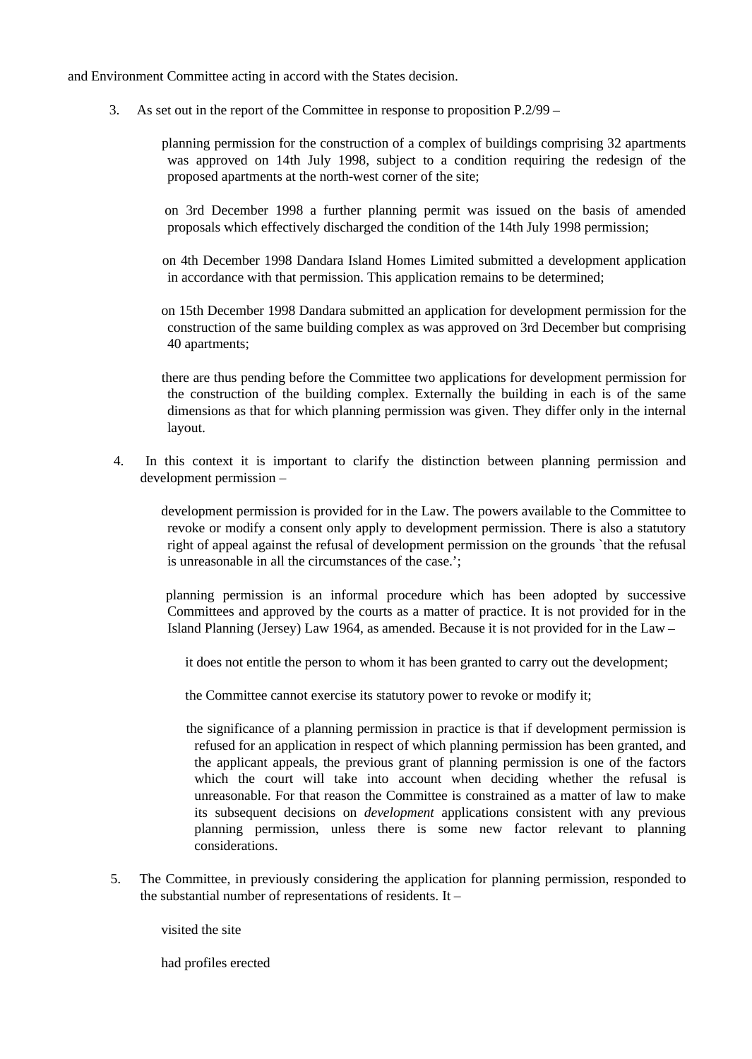and Environment Committee acting in accord with the States decision.

3. As set out in the report of the Committee in response to proposition P.2/99 –

planning permission for the construction of a complex of buildings comprising 32 apartments was approved on 14th July 1998, subject to a condition requiring the redesign of the proposed apartments at the north-west corner of the site;

on 3rd December 1998 a further planning permit was issued on the basis of amended proposals which effectively discharged the condition of the 14th July 1998 permission;

on 4th December 1998 Dandara Island Homes Limited submitted a development application in accordance with that permission. This application remains to be determined;

on 15th December 1998 Dandara submitted an application for development permission for the construction of the same building complex as was approved on 3rd December but comprising 40 apartments;

there are thus pending before the Committee two applications for development permission for the construction of the building complex. Externally the building in each is of the same dimensions as that for which planning permission was given. They differ only in the internal layout.

4. In this context it is important to clarify the distinction between planning permission and development permission –

development permission is provided for in the Law. The powers available to the Committee to revoke or modify a consent only apply to development permission. There is also a statutory right of appeal against the refusal of development permission on the grounds `that the refusal is unreasonable in all the circumstances of the case.';

planning permission is an informal procedure which has been adopted by successive Committees and approved by the courts as a matter of practice. It is not provided for in the Island Planning (Jersey) Law 1964, as amended. Because it is not provided for in the Law –

it does not entitle the person to whom it has been granted to carry out the development;

the Committee cannot exercise its statutory power to revoke or modify it;

the significance of a planning permission in practice is that if development permission is refused for an application in respect of which planning permission has been granted, and the applicant appeals, the previous grant of planning permission is one of the factors which the court will take into account when deciding whether the refusal is unreasonable. For that reason the Committee is constrained as a matter of law to make its subsequent decisions on *development* applications consistent with any previous planning permission, unless there is some new factor relevant to planning considerations.

5. The Committee, in previously considering the application for planning permission, responded to the substantial number of representations of residents. It –

visited the site

had profiles erected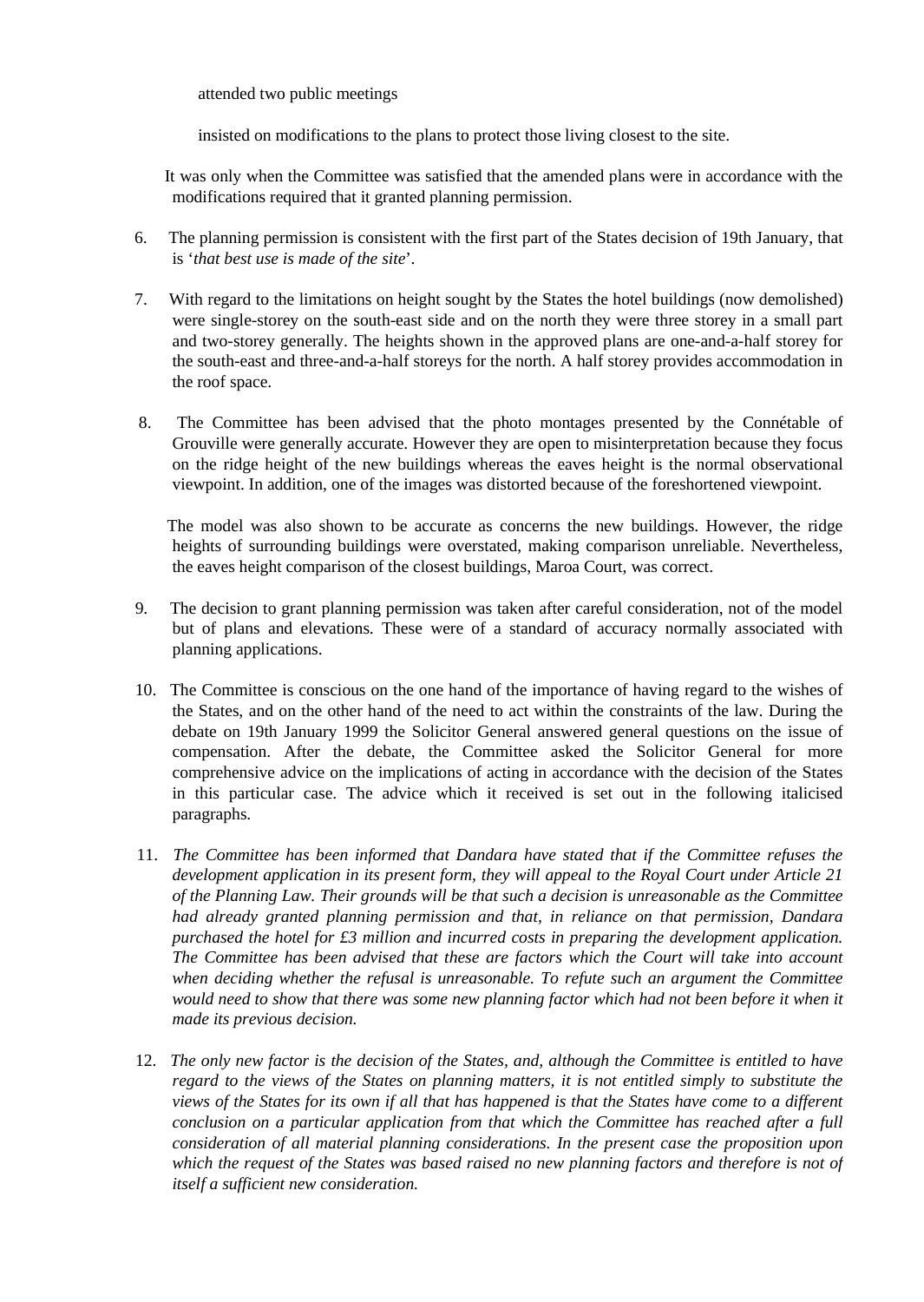attended two public meetings

insisted on modifications to the plans to protect those living closest to the site.

It was only when the Committee was satisfied that the amended plans were in accordance with the modifications required that it granted planning permission.

6. The planning permission is consistent with the first part of the States decision of 19th January, that is '*that best use is made of the site*'.

7. With regard to the limitations on height sought by the States the hotel buildings (now demolished) were single-storey on the south-east side and on the north they were three storey in a small part and two-storey generally. The heights shown in the approved plans are one-and-a-half storey for the south-east and three-and-a-half storeys for the north. A half storey provides accommodation in the roof space.

8. The Committee has been advised that the photo montages presented by the Connétable of Grouville were generally accurate. However they are open to misinterpretation because they focus on the ridge height of the new buildings whereas the eaves height is the normal observational viewpoint. In addition, one of the images was distorted because of the foreshortened viewpoint.

   The model was also shown to be accurate as concerns the new buildings. However, the ridge heights of surrounding buildings were overstated, making comparison unreliable. Nevertheless, the eaves height comparison of the closest buildings, Maroa Court, was correct.

9. The decision to grant planning permission was taken after careful consideration, not of the model but of plans and elevations. These were of a standard of accuracy normally associated with planning applications.

10. The Committee is conscious on the one hand of the importance of having regard to the wishes of the States, and on the other hand of the need to act within the constraints of the law. During the debate on 19th January 1999 the Solicitor General answered general questions on the issue of compensation. After the debate, the Committee asked the Solicitor General for more comprehensive advice on the implications of acting in accordance with the decision of the States in this particular case. The advice which it received is set out in the following italicised paragraphs.

11. *The Committee has been informed that Dandara have stated that if the Committee refuses the development application in its present form, they will appeal to the Royal Court under Article 21 of the Planning Law. Their grounds will be that such a decision is unreasonable as the Committee had already granted planning permission and that, in reliance on that permission, Dandara purchased the hotel for £3 million and incurred costs in preparing the development application. The Committee has been advised that these are factors which the Court will take into account when deciding whether the refusal is unreasonable. To refute such an argument the Committee would need to show that there was some new planning factor which had not been before it when it made its previous decision.*

12. *The only new factor is the decision of the States, and, although the Committee is entitled to have regard to the views of the States on planning matters, it is not entitled simply to substitute the views of the States for its own if all that has happened is that the States have come to a different conclusion on a particular application from that which the Committee has reached after a full consideration of all material planning considerations. In the present case the proposition upon which the request of the States was based raised no new planning factors and therefore is not of itself a sufficient new consideration.*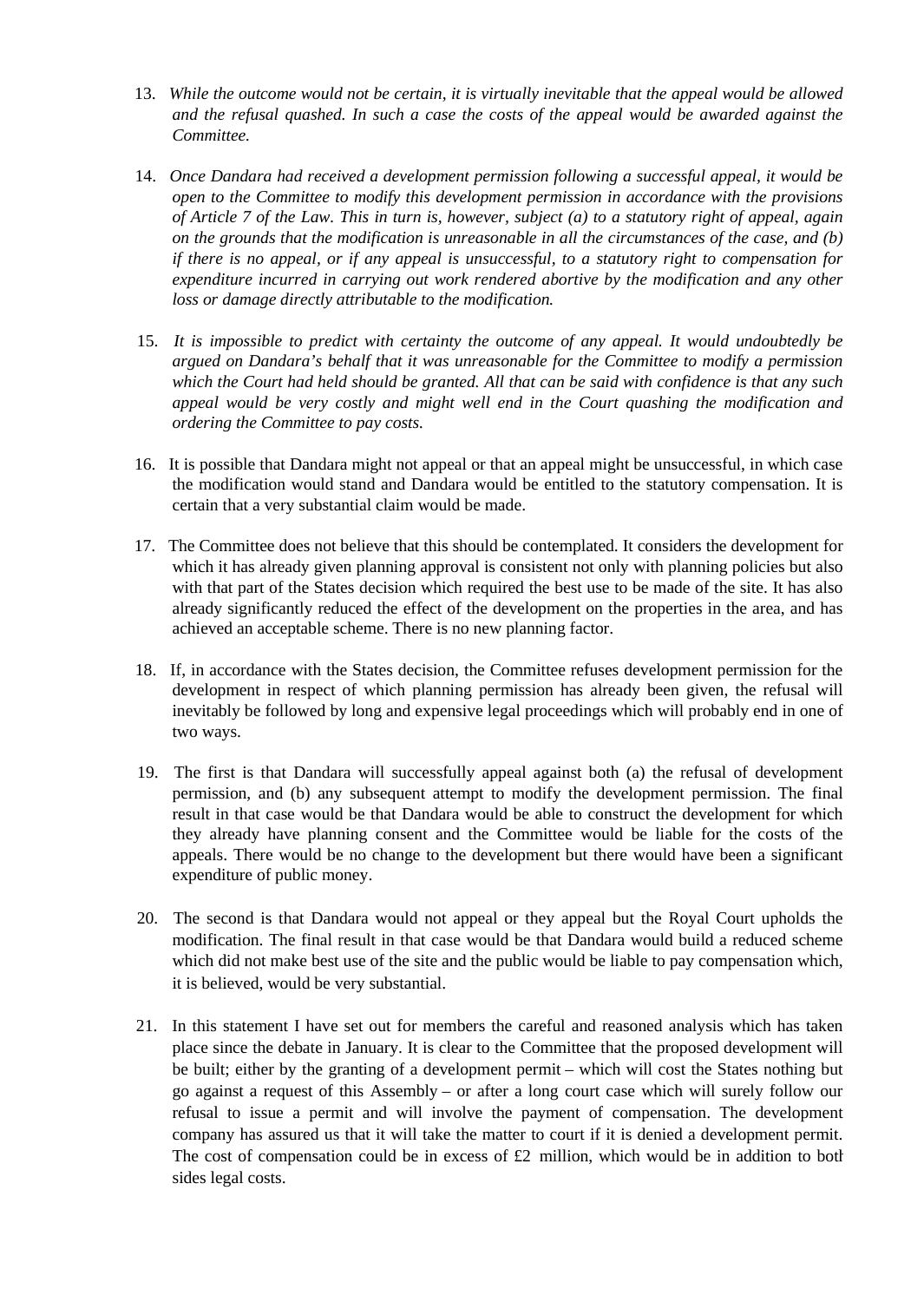13. *While the outcome would not be certain, it is virtually inevitable that the appeal would be allowed and the refusal quashed. In such a case the costs of the appeal would be awarded against the Committee.*

14. *Once Dandara had received a development permission following a successful appeal, it would be open to the Committee to modify this development permission in accordance with the provisions of Article 7 of the Law. This in turn is, however, subject (a) to a statutory right of appeal, again on the grounds that the modification is unreasonable in all the circumstances of the case, and (b) if there is no appeal, or if any appeal is unsuccessful, to a statutory right to compensation for expenditure incurred in carrying out work rendered abortive by the modification and any other loss or damage directly attributable to the modification.*

15. *It is impossible to predict with certainty the outcome of any appeal. It would undoubtedly be argued on Dandara's behalf that it was unreasonable for the Committee to modify a permission which the Court had held should be granted. All that can be said with confidence is that any such appeal would be very costly and might well end in the Court quashing the modification and ordering the Committee to pay costs.*

16. It is possible that Dandara might not appeal or that an appeal might be unsuccessful, in which case the modification would stand and Dandara would be entitled to the statutory compensation. It is certain that a very substantial claim would be made.

17. The Committee does not believe that this should be contemplated. It considers the development for which it has already given planning approval is consistent not only with planning policies but also with that part of the States decision which required the best use to be made of the site. It has also already significantly reduced the effect of the development on the properties in the area, and has achieved an acceptable scheme. There is no new planning factor.

18. If, in accordance with the States decision, the Committee refuses development permission for the development in respect of which planning permission has already been given, the refusal will inevitably be followed by long and expensive legal proceedings which will probably end in one of two ways.

19. The first is that Dandara will successfully appeal against both (a) the refusal of development permission, and (b) any subsequent attempt to modify the development permission. The final result in that case would be that Dandara would be able to construct the development for which they already have planning consent and the Committee would be liable for the costs of the appeals. There would be no change to the development but there would have been a significant expenditure of public money.

20. The second is that Dandara would not appeal or they appeal but the Royal Court upholds the modification. The final result in that case would be that Dandara would build a reduced scheme which did not make best use of the site and the public would be liable to pay compensation which, it is believed, would be very substantial.

21. In this statement I have set out for members the careful and reasoned analysis which has taken place since the debate in January. It is clear to the Committee that the proposed development will be built; either by the granting of a development permit – which will cost the States nothing but go against a request of this Assembly – or after a long court case which will surely follow our refusal to issue a permit and will involve the payment of compensation. The development company has assured us that it will take the matter to court if it is denied a development permit. The cost of compensation could be in excess of £2 million, which would be in addition to both sides legal costs.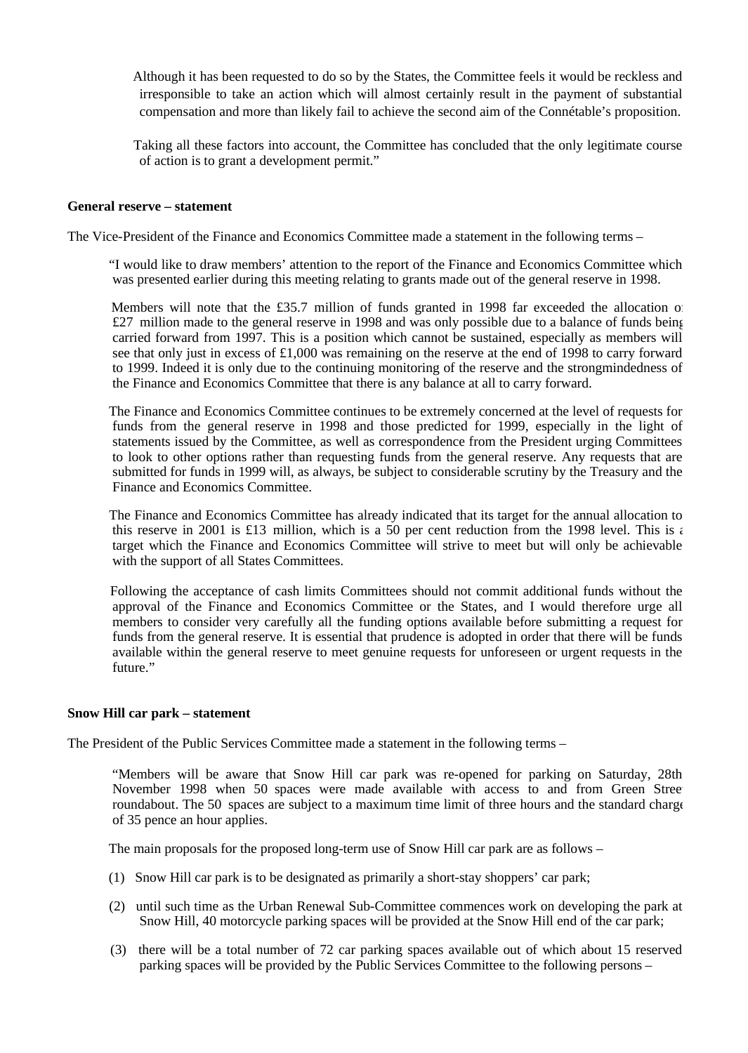Although it has been requested to do so by the States, the Committee feels it would be reckless and irresponsible to take an action which will almost certainly result in the payment of substantial compensation and more than likely fail to achieve the second aim of the Connétable's proposition.

Taking all these factors into account, the Committee has concluded that the only legitimate course of action is to grant a development permit."

**General reserve – statement**

The Vice-President of the Finance and Economics Committee made a statement in the following terms –

"I would like to draw members' attention to the report of the Finance and Economics Committee which was presented earlier during this meeting relating to grants made out of the general reserve in 1998.

Members will note that the £35.7 million of funds granted in 1998 far exceeded the allocation of £27 million made to the general reserve in 1998 and was only possible due to a balance of funds being carried forward from 1997. This is a position which cannot be sustained, especially as members will see that only just in excess of £1,000 was remaining on the reserve at the end of 1998 to carry forward to 1999. Indeed it is only due to the continuing monitoring of the reserve and the strongmindedness of the Finance and Economics Committee that there is any balance at all to carry forward.

The Finance and Economics Committee continues to be extremely concerned at the level of requests for funds from the general reserve in 1998 and those predicted for 1999, especially in the light of statements issued by the Committee, as well as correspondence from the President urging Committees to look to other options rather than requesting funds from the general reserve. Any requests that are submitted for funds in 1999 will, as always, be subject to considerable scrutiny by the Treasury and the Finance and Economics Committee.

The Finance and Economics Committee has already indicated that its target for the annual allocation to this reserve in 2001 is £13 million, which is a 50 per cent reduction from the 1998 level. This is a target which the Finance and Economics Committee will strive to meet but will only be achievable with the support of all States Committees.

Following the acceptance of cash limits Committees should not commit additional funds without the approval of the Finance and Economics Committee or the States, and I would therefore urge all members to consider very carefully all the funding options available before submitting a request for funds from the general reserve. It is essential that prudence is adopted in order that there will be funds available within the general reserve to meet genuine requests for unforeseen or urgent requests in the future."

**Snow Hill car park – statement**

The President of the Public Services Committee made a statement in the following terms –

"Members will be aware that Snow Hill car park was re-opened for parking on Saturday, 28th November 1998 when 50 spaces were made available with access to and from Green Street roundabout. The 50 spaces are subject to a maximum time limit of three hours and the standard charge of 35 pence an hour applies.

The main proposals for the proposed long-term use of Snow Hill car park are as follows –

(1) Snow Hill car park is to be designated as primarily a short-stay shoppers' car park;

(2) until such time as the Urban Renewal Sub-Committee commences work on developing the park at Snow Hill, 40 motorcycle parking spaces will be provided at the Snow Hill end of the car park;

(3) there will be a total number of 72 car parking spaces available out of which about 15 reserved parking spaces will be provided by the Public Services Committee to the following persons –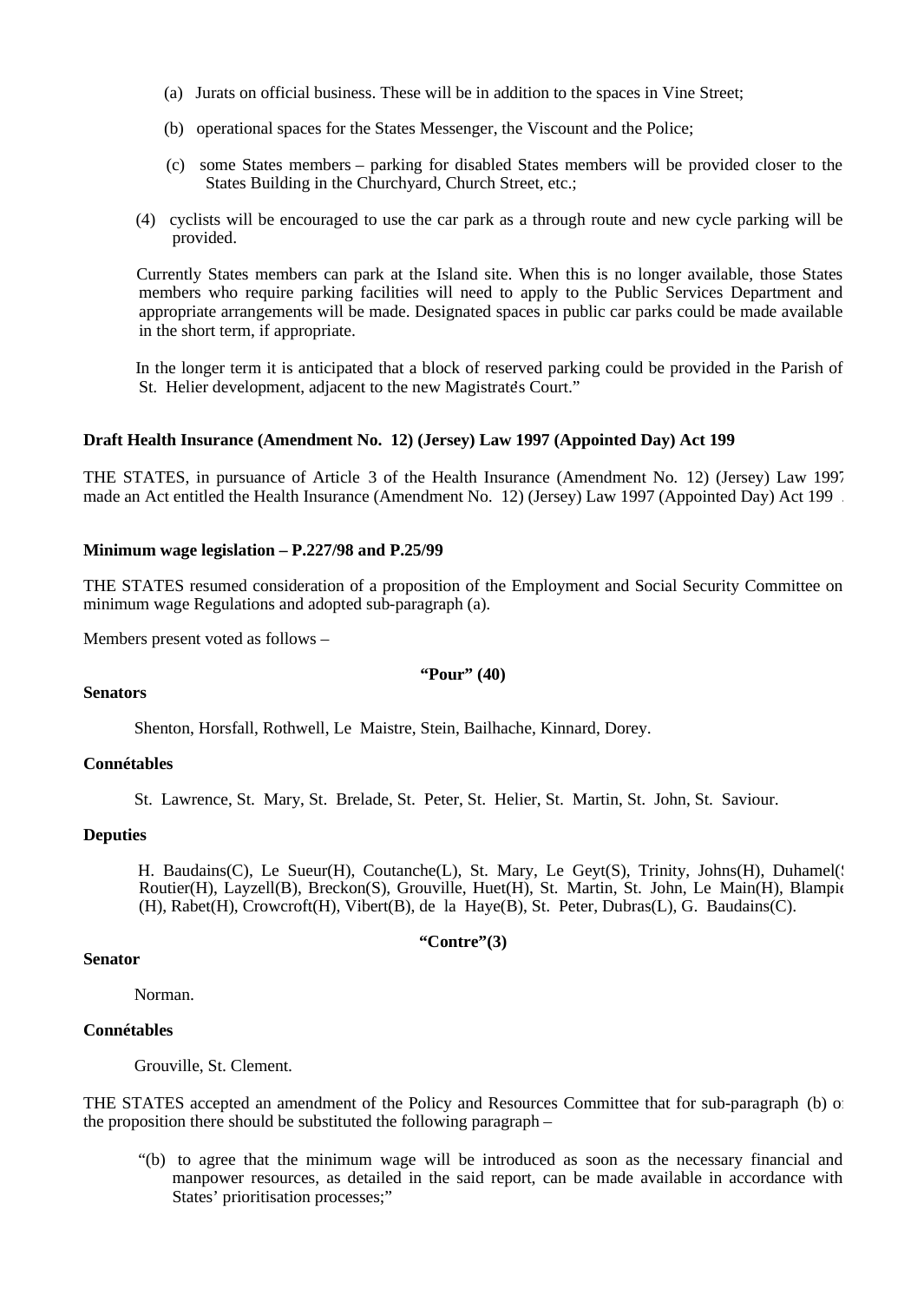(a) Jurats on official business. These will be in addition to the spaces in Vine Street;

(b) operational spaces for the States Messenger, the Viscount and the Police;

(c) some States members – parking for disabled States members will be provided closer to the States Building in the Churchyard, Church Street, etc.;

(4) cyclists will be encouraged to use the car park as a through route and new cycle parking will be provided.

Currently States members can park at the Island site. When this is no longer available, those States members who require parking facilities will need to apply to the Public Services Department and appropriate arrangements will be made. Designated spaces in public car parks could be made available in the short term, if appropriate.

In the longer term it is anticipated that a block of reserved parking could be provided in the Parish of St. Helier development, adjacent to the new Magistrate's Court."

**Draft Health Insurance (Amendment No. 12) (Jersey) Law 1997 (Appointed Day) Act 199**

THE STATES, in pursuance of Article 3 of the Health Insurance (Amendment No. 12) (Jersey) Law 1997 made an Act entitled the Health Insurance (Amendment No. 12) (Jersey) Law 1997 (Appointed Day) Act 199 .

**Minimum wage legislation – P.227/98 and P.25/99**

THE STATES resumed consideration of a proposition of the Employment and Social Security Committee on minimum wage Regulations and adopted sub-paragraph (a).

Members present voted as follows –

**"Pour" (40)**

**Senators**

Shenton, Horsfall, Rothwell, Le Maistre, Stein, Bailhache, Kinnard, Dorey.

**Connétables**

St. Lawrence, St. Mary, St. Brelade, St. Peter, St. Helier, St. Martin, St. John, St. Saviour.

**Deputies**

H. Baudains(C), Le Sueur(H), Coutanche(L), St. Mary, Le Geyt(S), Trinity, Johns(H), Duhamel(S), Routier(H), Layzell(B), Breckon(S), Grouville, Huet(H), St. Martin, St. John, Le Main(H), Blampied (H), Rabet(H), Crowcroft(H), Vibert(B), de la Haye(B), St. Peter, Dubras(L), G. Baudains(C).

**"Contre"(3)**

**Senator**

Norman.

**Connétables**

Grouville, St. Clement.

THE STATES accepted an amendment of the Policy and Resources Committee that for sub-paragraph (b) of the proposition there should be substituted the following paragraph –

"(b) to agree that the minimum wage will be introduced as soon as the necessary financial and manpower resources, as detailed in the said report, can be made available in accordance with States' prioritisation processes;"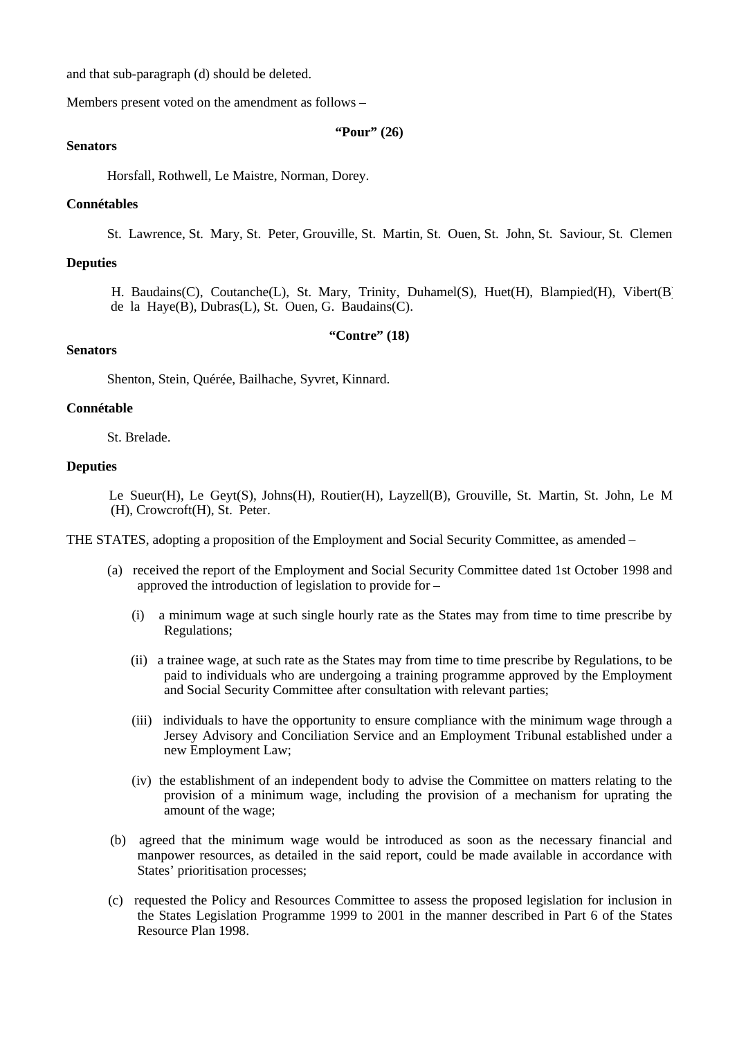and that sub-paragraph (d) should be deleted.

Members present voted on the amendment as follows –

**"Pour" (26)**

**Senators**

Horsfall, Rothwell, Le Maistre, Norman, Dorey.

**Connétables**

St. Lawrence, St. Mary, St. Peter, Grouville, St. Martin, St. Ouen, St. John, St. Saviour, St. Clemen

**Deputies**

H. Baudains(C), Coutanche(L), St. Mary, Trinity, Duhamel(S), Huet(H), Blampied(H), Vibert(B de la Haye(B), Dubras(L), St. Ouen, G. Baudains(C).

**"Contre" (18)**

**Senators**

Shenton, Stein, Quérée, Bailhache, Syvret, Kinnard.

**Connétable**

St. Brelade.

**Deputies**

Le Sueur(H), Le Geyt(S), Johns(H), Routier(H), Layzell(B), Grouville, St. Martin, St. John, Le M (H), Crowcroft(H), St. Peter.

THE STATES, adopting a proposition of the Employment and Social Security Committee, as amended –

(a) received the report of the Employment and Social Security Committee dated 1st October 1998 and approved the introduction of legislation to provide for –

   (i) a minimum wage at such single hourly rate as the States may from time to time prescribe by Regulations;

   (ii) a trainee wage, at such rate as the States may from time to time prescribe by Regulations, to be paid to individuals who are undergoing a training programme approved by the Employment and Social Security Committee after consultation with relevant parties;

   (iii) individuals to have the opportunity to ensure compliance with the minimum wage through a Jersey Advisory and Conciliation Service and an Employment Tribunal established under a new Employment Law;

   (iv) the establishment of an independent body to advise the Committee on matters relating to the provision of a minimum wage, including the provision of a mechanism for uprating the amount of the wage;

(b) agreed that the minimum wage would be introduced as soon as the necessary financial and manpower resources, as detailed in the said report, could be made available in accordance with States' prioritisation processes;

(c) requested the Policy and Resources Committee to assess the proposed legislation for inclusion in the States Legislation Programme 1999 to 2001 in the manner described in Part 6 of the States Resource Plan 1998.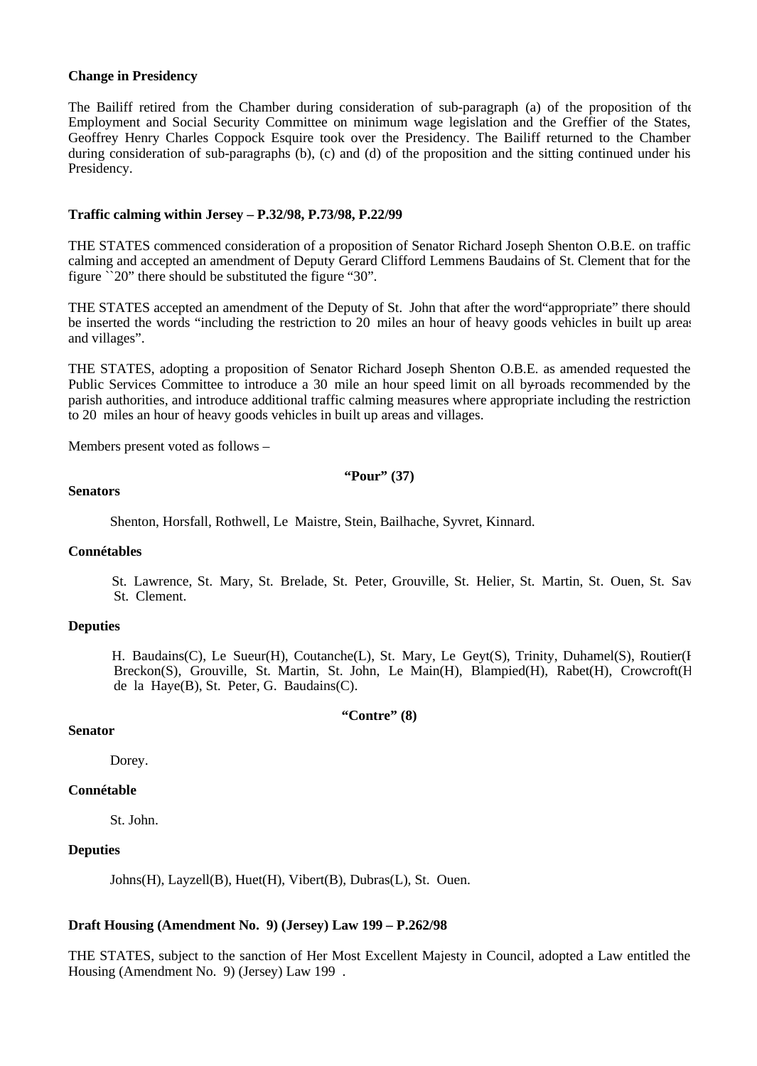**Change in Presidency**

The Bailiff retired from the Chamber during consideration of sub-paragraph (a) of the proposition of the Employment and Social Security Committee on minimum wage legislation and the Greffier of the States, Geoffrey Henry Charles Coppock Esquire took over the Presidency. The Bailiff returned to the Chamber during consideration of sub-paragraphs (b), (c) and (d) of the proposition and the sitting continued under his Presidency.

**Traffic calming within Jersey – P.32/98, P.73/98, P.22/99**

THE STATES commenced consideration of a proposition of Senator Richard Joseph Shenton O.B.E. on traffic calming and accepted an amendment of Deputy Gerard Clifford Lemmens Baudains of St. Clement that for the figure ``20" there should be substituted the figure "30".

THE STATES accepted an amendment of the Deputy of St. John that after the word"appropriate" there should be inserted the words "including the restriction to 20 miles an hour of heavy goods vehicles in built up areas and villages".

THE STATES, adopting a proposition of Senator Richard Joseph Shenton O.B.E. as amended requested the Public Services Committee to introduce a 30 mile an hour speed limit on all by-roads recommended by the parish authorities, and introduce additional traffic calming measures where appropriate including the restriction to 20 miles an hour of heavy goods vehicles in built up areas and villages.

Members present voted as follows –

**"Pour" (37)**

**Senators**

Shenton, Horsfall, Rothwell, Le Maistre, Stein, Bailhache, Syvret, Kinnard.

**Connétables**

St. Lawrence, St. Mary, St. Brelade, St. Peter, Grouville, St. Helier, St. Martin, St. Ouen, St. Sav St. Clement.

**Deputies**

H. Baudains(C), Le Sueur(H), Coutanche(L), St. Mary, Le Geyt(S), Trinity, Duhamel(S), Routier(H Breckon(S), Grouville, St. Martin, St. John, Le Main(H), Blampied(H), Rabet(H), Crowcroft(H de la Haye(B), St. Peter, G. Baudains(C).

**"Contre" (8)**

**Senator**

Dorey.

**Connétable**

St. John.

**Deputies**

Johns(H), Layzell(B), Huet(H), Vibert(B), Dubras(L), St. Ouen.

**Draft Housing (Amendment No. 9) (Jersey) Law 199 – P.262/98**

THE STATES, subject to the sanction of Her Most Excellent Majesty in Council, adopted a Law entitled the Housing (Amendment No. 9) (Jersey) Law 199 .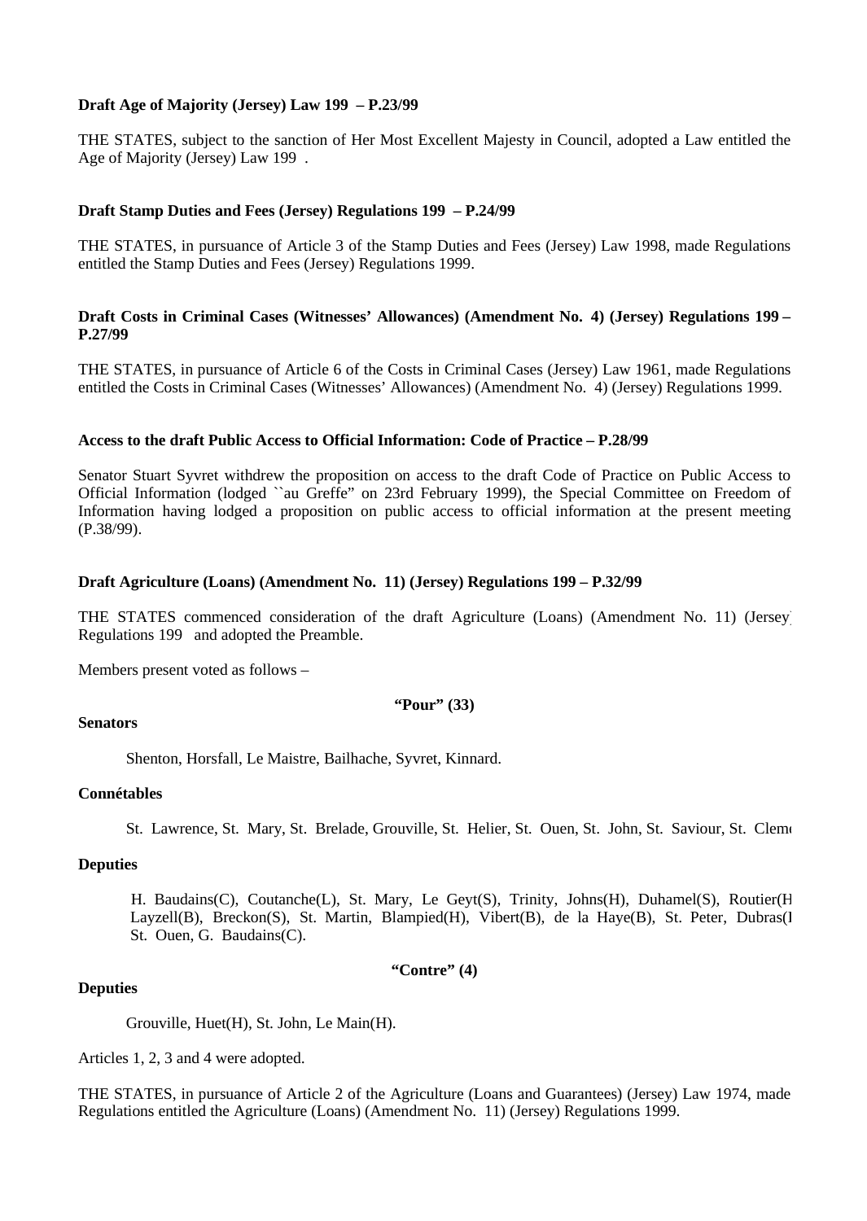**Draft Age of Majority (Jersey) Law 199  – P.23/99**

THE STATES, subject to the sanction of Her Most Excellent Majesty in Council, adopted a Law entitled the Age of Majority (Jersey) Law 199 .

**Draft Stamp Duties and Fees (Jersey) Regulations 199  – P.24/99**

THE STATES, in pursuance of Article 3 of the Stamp Duties and Fees (Jersey) Law 1998, made Regulations entitled the Stamp Duties and Fees (Jersey) Regulations 1999.

**Draft Costs in Criminal Cases (Witnesses' Allowances) (Amendment No. 4) (Jersey) Regulations 199 – P.27/99**

THE STATES, in pursuance of Article 6 of the Costs in Criminal Cases (Jersey) Law 1961, made Regulations entitled the Costs in Criminal Cases (Witnesses' Allowances) (Amendment No. 4) (Jersey) Regulations 1999.

**Access to the draft Public Access to Official Information: Code of Practice – P.28/99**

Senator Stuart Syvret withdrew the proposition on access to the draft Code of Practice on Public Access to Official Information (lodged ``au Greffe" on 23rd February 1999), the Special Committee on Freedom of Information having lodged a proposition on public access to official information at the present meeting (P.38/99).

**Draft Agriculture (Loans) (Amendment No. 11) (Jersey) Regulations 199 – P.32/99**

THE STATES commenced consideration of the draft Agriculture (Loans) (Amendment No. 11) (Jersey) Regulations 199  and adopted the Preamble.

Members present voted as follows –

**"Pour" (33)**

**Senators**

Shenton, Horsfall, Le Maistre, Bailhache, Syvret, Kinnard.

**Connétables**

St. Lawrence, St. Mary, St. Brelade, Grouville, St. Helier, St. Ouen, St. John, St. Saviour, St. Clem

**Deputies**

H. Baudains(C), Coutanche(L), St. Mary, Le Geyt(S), Trinity, Johns(H), Duhamel(S), Routier(H Layzell(B), Breckon(S), St. Martin, Blampied(H), Vibert(B), de la Haye(B), St. Peter, Dubras(I St. Ouen, G. Baudains(C).

**"Contre" (4)**

**Deputies**

Grouville, Huet(H), St. John, Le Main(H).

Articles 1, 2, 3 and 4 were adopted.

THE STATES, in pursuance of Article 2 of the Agriculture (Loans and Guarantees) (Jersey) Law 1974, made Regulations entitled the Agriculture (Loans) (Amendment No. 11) (Jersey) Regulations 1999.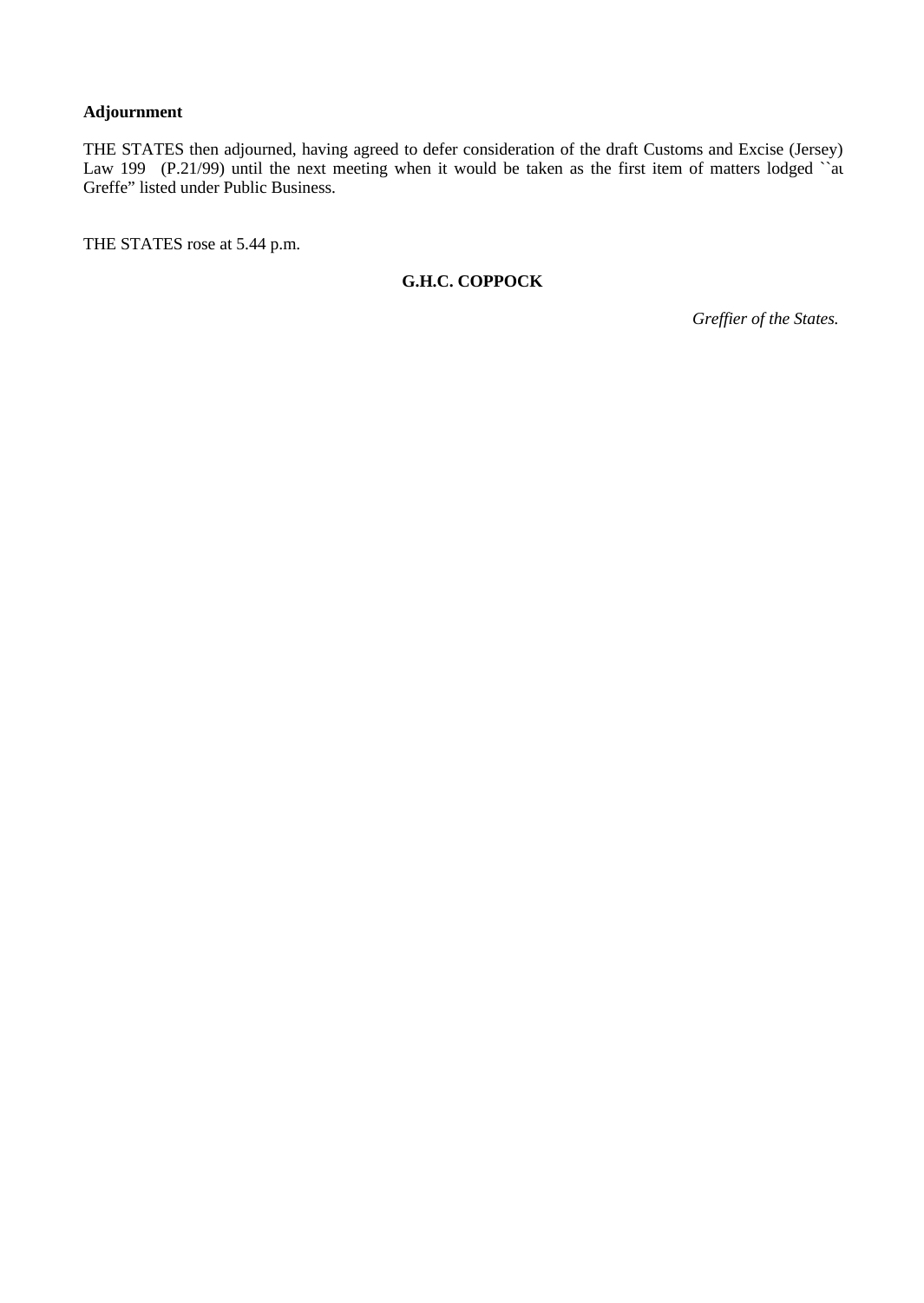**Adjournment**

THE STATES then adjourned, having agreed to defer consideration of the draft Customs and Excise (Jersey) Law 199 (P.21/99) until the next meeting when it would be taken as the first item of matters lodged ``au Greffe" listed under Public Business.

THE STATES rose at 5.44 p.m.

**G.H.C. COPPOCK**

*Greffier of the States.*